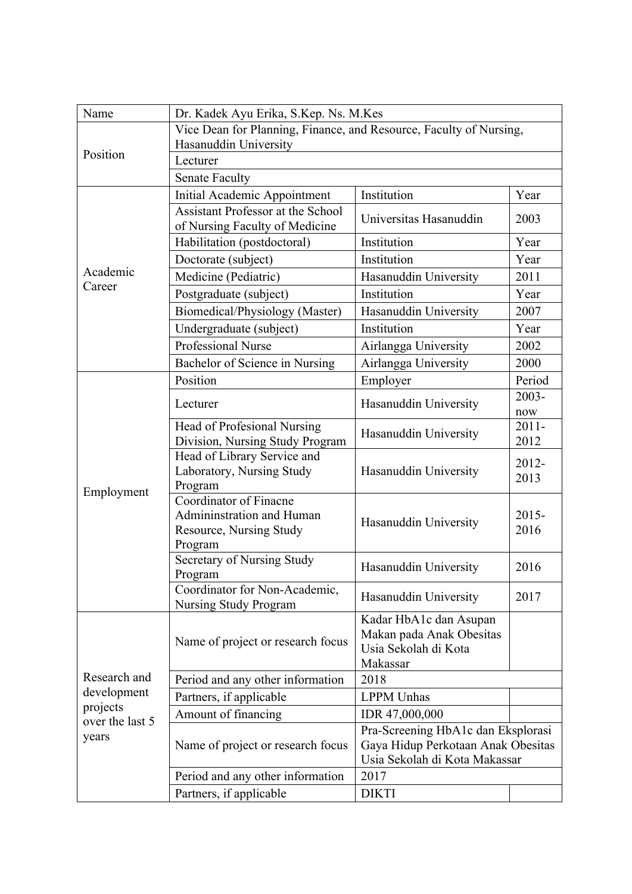| Name | Dr. Kadek Ayu Erika, S.Kep. Ns. M.Kes | | |
|---|---|---|---|
| Position | Vice Dean for Planning, Finance, and Resource, Faculty of Nursing, Hasanuddin University | | |
| | Lecturer | | |
| | Senate Faculty | | |
| Academic Career | Initial Academic Appointment | Institution | Year |
| | Assistant Professor at the School of Nursing Faculty of Medicine | Universitas Hasanuddin | 2003 |
| | Habilitation (postdoctoral) | Institution | Year |
| | Doctorate (subject) | Institution | Year |
| | Medicine (Pediatric) | Hasanuddin University | 2011 |
| | Postgraduate (subject) | Institution | Year |
| | Biomedical/Physiology (Master) | Hasanuddin University | 2007 |
| | Undergraduate (subject) | Institution | Year |
| | Professional Nurse | Airlangga University | 2002 |
| | Bachelor of Science in Nursing | Airlangga University | 2000 |
| Employment | Position | Employer | Period |
| | Lecturer | Hasanuddin University | 2003-now |
| | Head of Profesional Nursing Division, Nursing Study Program | Hasanuddin University | 2011-2012 |
| | Head of Library Service and Laboratory, Nursing Study Program | Hasanuddin University | 2012-2013 |
| | Coordinator of Finacne Admininstration and Human Resource, Nursing Study Program | Hasanuddin University | 2015-2016 |
| | Secretary of Nursing Study Program | Hasanuddin University | 2016 |
| | Coordinator for Non-Academic, Nursing Study Program | Hasanuddin University | 2017 |
| Research and development projects over the last 5 years | Name of project or research focus | Kadar HbA1c dan Asupan Makan pada Anak Obesitas Usia Sekolah di Kota Makassar | |
| | Period and any other information | 2018 | |
| | Partners, if applicable | LPPM Unhas | |
| | Amount of financing | IDR 47,000,000 | |
| | Name of project or research focus | Pra-Screening HbA1c dan Eksplorasi Gaya Hidup Perkotaan Anak Obesitas Usia Sekolah di Kota Makassar | |
| | Period and any other information | 2017 | |
| | Partners, if applicable | DIKTI | |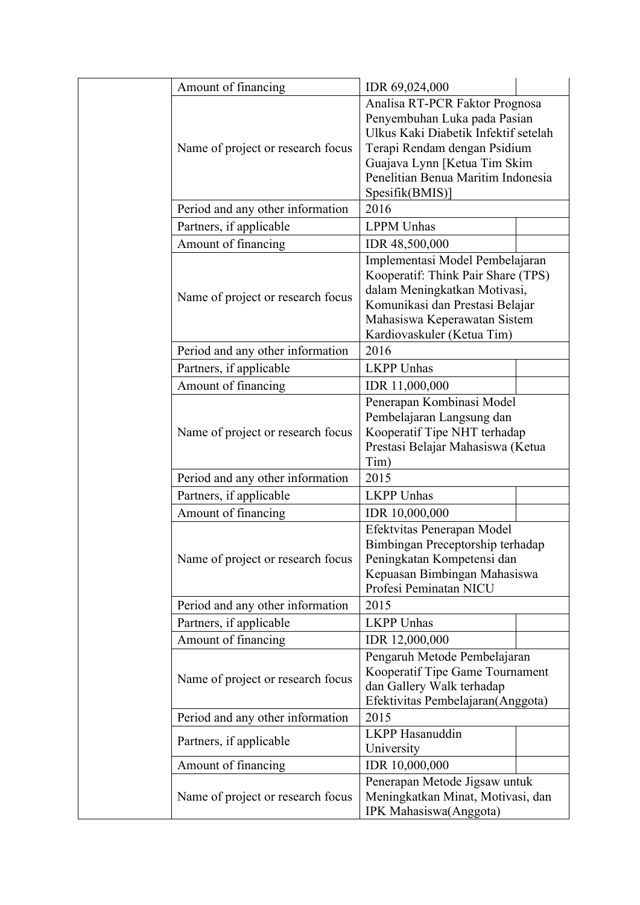| | | |
|---|---|---|
| | Amount of financing | IDR 69,024,000 |
| | Name of project or research focus | Analisa RT-PCR Faktor Prognosa Penyembuhan Luka pada Pasian Ulkus Kaki Diabetik Infektif setelah Terapi Rendam dengan Psidium Guajava Lynn [Ketua Tim Skim Penelitian Benua Maritim Indonesia Spesifik(BMIS)] |
| | Period and any other information | 2016 |
| | Partners, if applicable | LPPM Unhas |
| | Amount of financing | IDR 48,500,000 |
| | Name of project or research focus | Implementasi Model Pembelajaran Kooperatif: Think Pair Share (TPS) dalam Meningkatkan Motivasi, Komunikasi dan Prestasi Belajar Mahasiswa Keperawatan Sistem Kardiovaskuler (Ketua Tim) |
| | Period and any other information | 2016 |
| | Partners, if applicable | LKPP Unhas |
| | Amount of financing | IDR 11,000,000 |
| | Name of project or research focus | Penerapan Kombinasi Model Pembelajaran Langsung dan Kooperatif Tipe NHT terhadap Prestasi Belajar Mahasiswa (Ketua Tim) |
| | Period and any other information | 2015 |
| | Partners, if applicable | LKPP Unhas |
| | Amount of financing | IDR 10,000,000 |
| | Name of project or research focus | Efektvitas Penerapan Model Bimbingan Preceptorship terhadap Peningkatan Kompetensi dan Kepuasan Bimbingan Mahasiswa Profesi Peminatan NICU |
| | Period and any other information | 2015 |
| | Partners, if applicable | LKPP Unhas |
| | Amount of financing | IDR 12,000,000 |
| | Name of project or research focus | Pengaruh Metode Pembelajaran Kooperatif Tipe Game Tournament dan Gallery Walk terhadap Efektivitas Pembelajaran(Anggota) |
| | Period and any other information | 2015 |
| | Partners, if applicable | LKPP Hasanuddin University |
| | Amount of financing | IDR 10,000,000 |
| | Name of project or research focus | Penerapan Metode Jigsaw untuk Meningkatkan Minat, Motivasi, dan IPK Mahasiswa(Anggota) |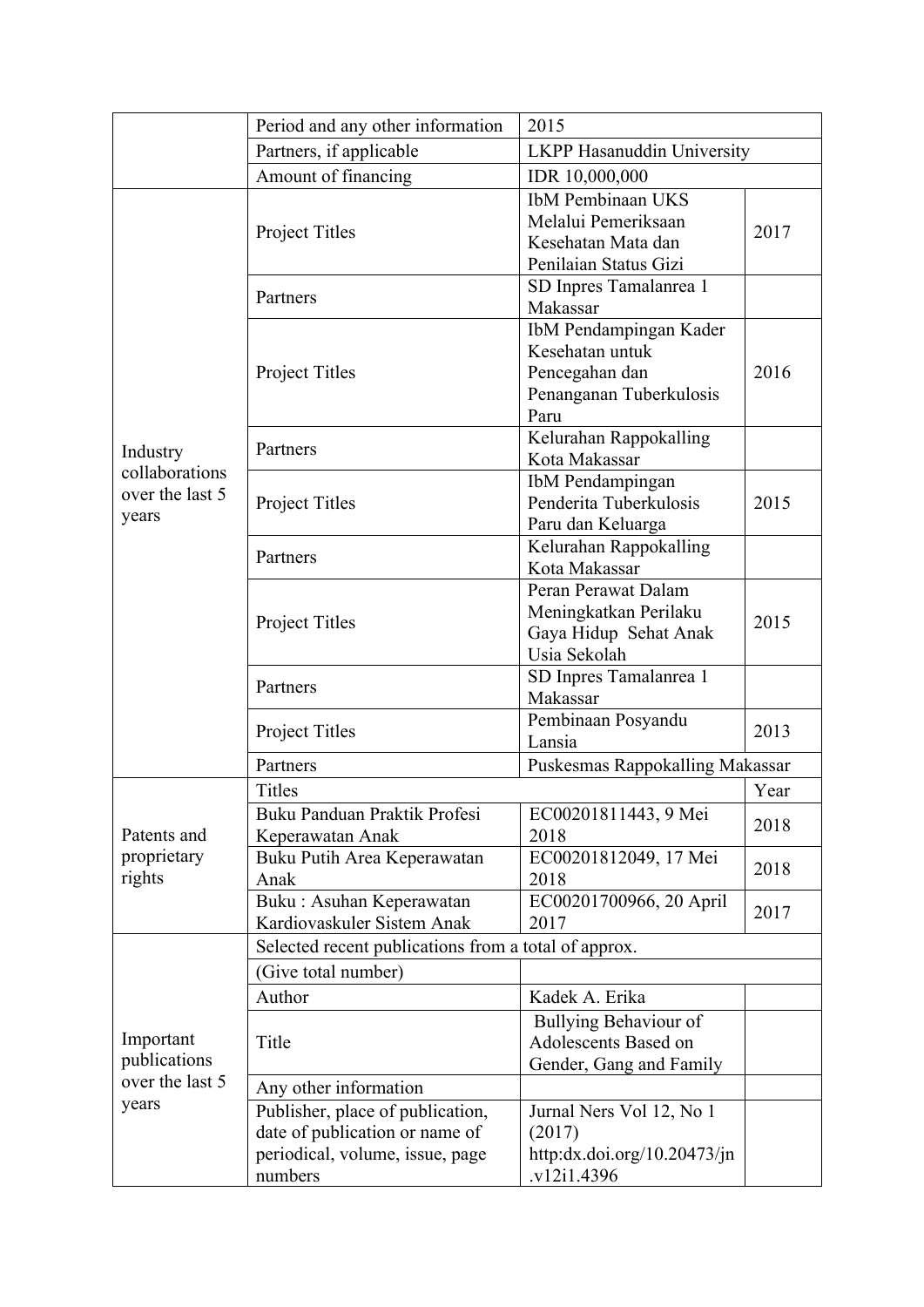| | | | |
|---|---|---|---|
| | Period and any other information | 2015 | |
| | Partners, if applicable | LKPP Hasanuddin University | |
| | Amount of financing | IDR 10,000,000 | |
| Industry collaborations over the last 5 years | Project Titles | IbM Pembinaan UKS Melalui Pemeriksaan Kesehatan Mata dan Penilaian Status Gizi | 2017 |
| | Partners | SD Inpres Tamalanrea 1 Makassar | |
| | Project Titles | IbM Pendampingan Kader Kesehatan untuk Pencegahan dan Penanganan Tuberkulosis Paru | 2016 |
| | Partners | Kelurahan Rappokalling Kota Makassar | |
| | Project Titles | IbM Pendampingan Penderita Tuberkulosis Paru dan Keluarga | 2015 |
| | Partners | Kelurahan Rappokalling Kota Makassar | |
| | Project Titles | Peran Perawat Dalam Meningkatkan Perilaku Gaya Hidup Sehat Anak Usia Sekolah | 2015 |
| | Partners | SD Inpres Tamalanrea 1 Makassar | |
| | Project Titles | Pembinaan Posyandu Lansia | 2013 |
| | Partners | Puskesmas Rappokalling Makassar | |
| Patents and proprietary rights | Titles | | Year |
| | Buku Panduan Praktik Profesi Keperawatan Anak | EC00201811443, 9 Mei 2018 | 2018 |
| | Buku Putih Area Keperawatan Anak | EC00201812049, 17 Mei 2018 | 2018 |
| | Buku : Asuhan Keperawatan Kardiovaskuler Sistem Anak | EC00201700966, 20 April 2017 | 2017 |
| Important publications over the last 5 years | Selected recent publications from a total of approx. | | |
| | (Give total number) | | |
| | Author | Kadek A. Erika | |
| | Title | Bullying Behaviour of Adolescents Based on Gender, Gang and Family | |
| | Any other information | | |
| | Publisher, place of publication, date of publication or name of periodical, volume, issue, page numbers | Jurnal Ners Vol 12, No 1 (2017) http:dx.doi.org/10.20473/jn.v12i1.4396 | |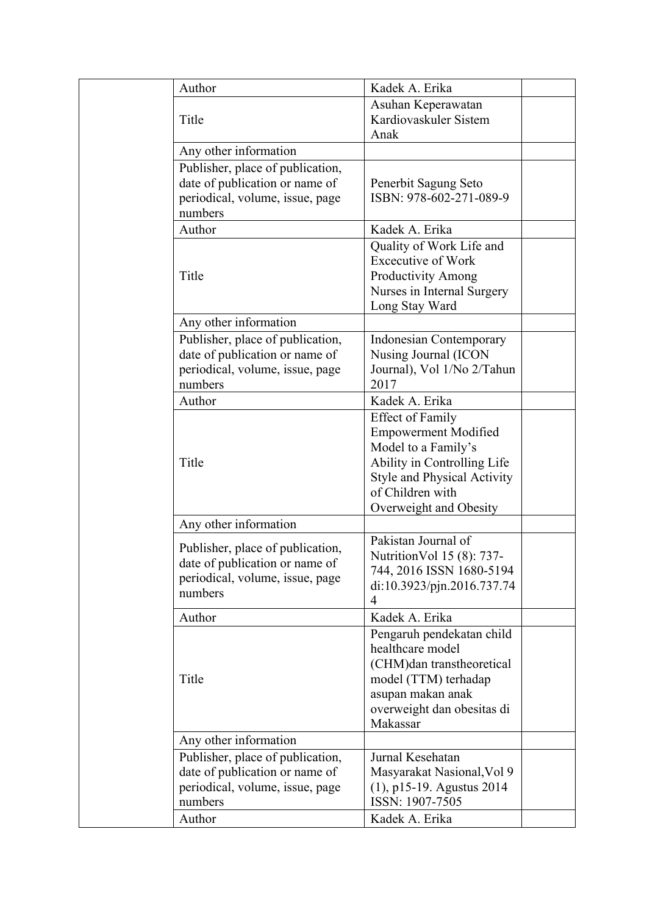| | | | |
|---|---|---|---|
| | Author | Kadek A. Erika | |
| | Title | Asuhan Keperawatan Kardiovaskuler Sistem Anak | |
| | Any other information | | |
| | Publisher, place of publication, date of publication or name of periodical, volume, issue, page numbers | Penerbit Sagung Seto ISBN: 978-602-271-089-9 | |
| | Author | Kadek A. Erika | |
| | Title | Quality of Work Life and Excecutive of Work Productivity Among Nurses in Internal Surgery Long Stay Ward | |
| | Any other information | | |
| | Publisher, place of publication, date of publication or name of periodical, volume, issue, page numbers | Indonesian Contemporary Nusing Journal (ICON Journal), Vol 1/No 2/Tahun 2017 | |
| | Author | Kadek A. Erika | |
| | Title | Effect of Family Empowerment Modified Model to a Family's Ability in Controlling Life Style and Physical Activity of Children with Overweight and Obesity | |
| | Any other information | | |
| | Publisher, place of publication, date of publication or name of periodical, volume, issue, page numbers | Pakistan Journal of NutritionVol 15 (8): 737-744, 2016 ISSN 1680-5194 di:10.3923/pjn.2016.737.744 | |
| | Author | Kadek A. Erika | |
| | Title | Pengaruh pendekatan child healthcare model (CHM)dan transtheoretical model (TTM) terhadap asupan makan anak overweight dan obesitas di Makassar | |
| | Any other information | | |
| | Publisher, place of publication, date of publication or name of periodical, volume, issue, page numbers | Jurnal Kesehatan Masyarakat Nasional,Vol 9 (1), p15-19. Agustus 2014 ISSN: 1907-7505 | |
| | Author | Kadek A. Erika | |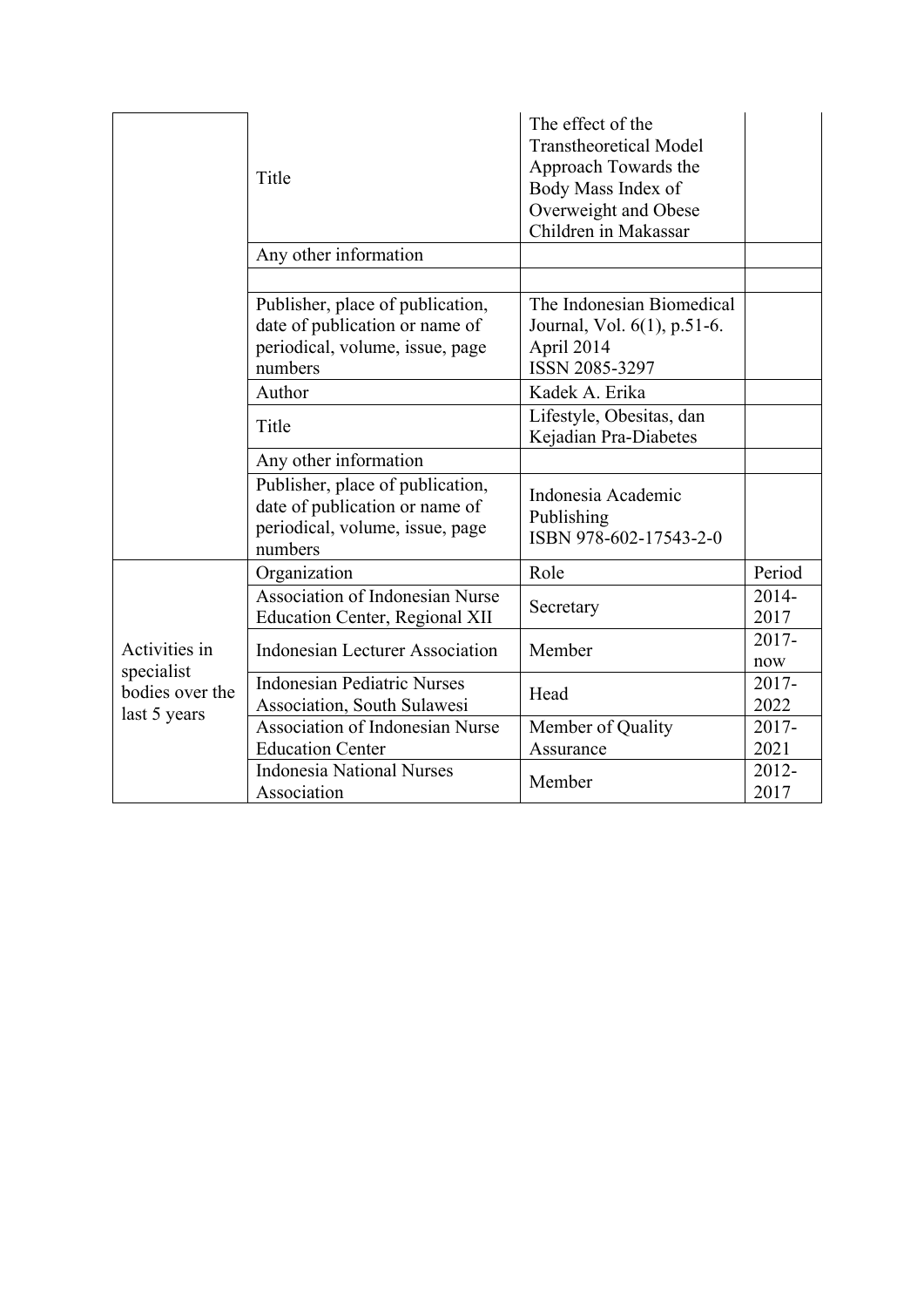| | | | |
|---|---|---|---|
| | Title | The effect of the Transtheoretical Model Approach Towards the Body Mass Index of Overweight and Obese Children in Makassar | |
| | Any other information | | |
| | | | |
| | Publisher, place of publication, date of publication or name of periodical, volume, issue, page numbers | The Indonesian Biomedical Journal, Vol. 6(1), p.51-6. April 2014 ISSN 2085-3297 | |
| | Author | Kadek A. Erika | |
| | Title | Lifestyle, Obesitas, dan Kejadian Pra-Diabetes | |
| | Any other information | | |
| | Publisher, place of publication, date of publication or name of periodical, volume, issue, page numbers | Indonesia Academic Publishing ISBN 978-602-17543-2-0 | |
| Activities in specialist bodies over the last 5 years | Organization | Role | Period |
| | Association of Indonesian Nurse Education Center, Regional XII | Secretary | 2014-2017 |
| | Indonesian Lecturer Association | Member | 2017-now |
| | Indonesian Pediatric Nurses Association, South Sulawesi | Head | 2017-2022 |
| | Association of Indonesian Nurse Education Center | Member of Quality Assurance | 2017-2021 |
| | Indonesia National Nurses Association | Member | 2012-2017 |